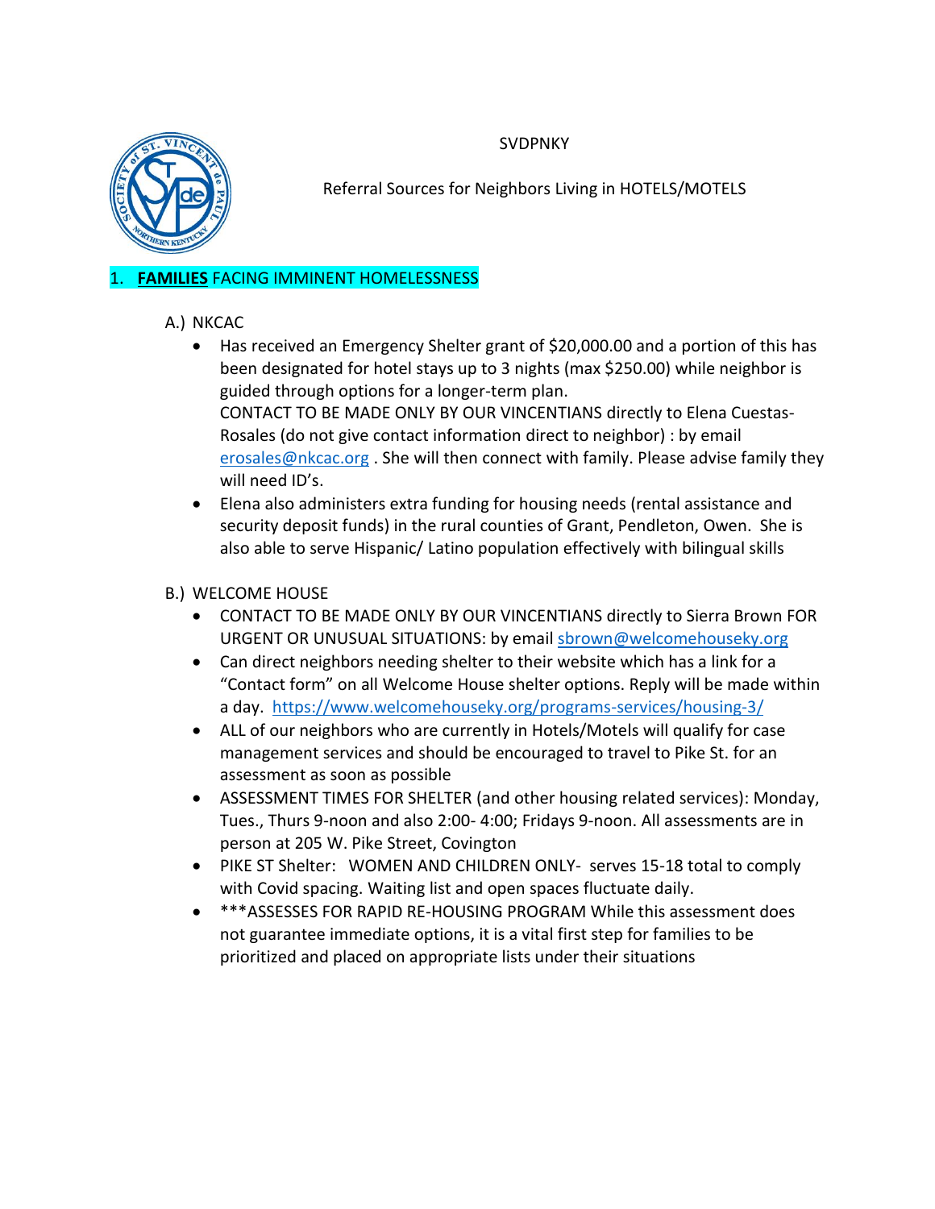SVDPNKY

Referral Sources for Neighbors Living in HOTELS/MOTELS

## 1. **FAMILIES** FACING IMMINENT HOMELESSNESS

A.) NKCAC

- Has received an Emergency Shelter grant of $20,000.00 and a portion of this has been designated for hotel stays up to 3 nights (max $250.00) while neighbor is guided through options for a longer-term plan.
  CONTACT TO BE MADE ONLY BY OUR VINCENTIANS directly to Elena Cuestas-Rosales (do not give contact information direct to neighbor) : by email erosales@nkcac.org . She will then connect with family. Please advise family they will need ID's.
- Elena also administers extra funding for housing needs (rental assistance and security deposit funds) in the rural counties of Grant, Pendleton, Owen. She is also able to serve Hispanic/ Latino population effectively with bilingual skills

B.) WELCOME HOUSE

- CONTACT TO BE MADE ONLY BY OUR VINCENTIANS directly to Sierra Brown FOR URGENT OR UNUSUAL SITUATIONS: by email sbrown@welcomehouseky.org
- Can direct neighbors needing shelter to their website which has a link for a "Contact form" on all Welcome House shelter options. Reply will be made within a day. https://www.welcomehouseky.org/programs-services/housing-3/
- ALL of our neighbors who are currently in Hotels/Motels will qualify for case management services and should be encouraged to travel to Pike St. for an assessment as soon as possible
- ASSESSMENT TIMES FOR SHELTER (and other housing related services): Monday, Tues., Thurs 9-noon and also 2:00- 4:00; Fridays 9-noon. All assessments are in person at 205 W. Pike Street, Covington
- PIKE ST Shelter: WOMEN AND CHILDREN ONLY- serves 15-18 total to comply with Covid spacing. Waiting list and open spaces fluctuate daily.
- ***ASSESSES FOR RAPID RE-HOUSING PROGRAM While this assessment does not guarantee immediate options, it is a vital first step for families to be prioritized and placed on appropriate lists under their situations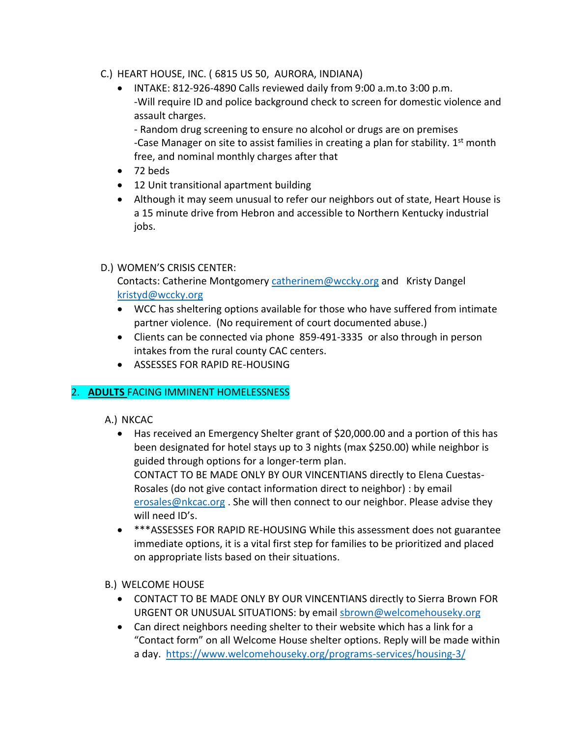C.) HEART HOUSE, INC. ( 6815 US 50, AURORA, INDIANA)

- INTAKE: 812-926-4890 Calls reviewed daily from 9:00 a.m.to 3:00 p.m.
  -Will require ID and police background check to screen for domestic violence and assault charges.
  - Random drug screening to ensure no alcohol or drugs are on premises
  -Case Manager on site to assist families in creating a plan for stability. 1st month free, and nominal monthly charges after that
- 72 beds
- 12 Unit transitional apartment building
- Although it may seem unusual to refer our neighbors out of state, Heart House is a 15 minute drive from Hebron and accessible to Northern Kentucky industrial jobs.

D.) WOMEN'S CRISIS CENTER:
Contacts: Catherine Montgomery catherinem@wccky.org and Kristy Dangel kristyd@wccky.org

- WCC has sheltering options available for those who have suffered from intimate partner violence. (No requirement of court documented abuse.)
- Clients can be connected via phone 859-491-3335 or also through in person intakes from the rural county CAC centers.
- ASSESSES FOR RAPID RE-HOUSING

## 2. **ADULTS** FACING IMMINENT HOMELESSNESS

A.) NKCAC

- Has received an Emergency Shelter grant of $20,000.00 and a portion of this has been designated for hotel stays up to 3 nights (max $250.00) while neighbor is guided through options for a longer-term plan.
  CONTACT TO BE MADE ONLY BY OUR VINCENTIANS directly to Elena Cuestas-Rosales (do not give contact information direct to neighbor) : by email erosales@nkcac.org . She will then connect to our neighbor. Please advise they will need ID's.
- ***ASSESSES FOR RAPID RE-HOUSING While this assessment does not guarantee immediate options, it is a vital first step for families to be prioritized and placed on appropriate lists based on their situations.

B.) WELCOME HOUSE

- CONTACT TO BE MADE ONLY BY OUR VINCENTIANS directly to Sierra Brown FOR URGENT OR UNUSUAL SITUATIONS: by email sbrown@welcomehouseky.org
- Can direct neighbors needing shelter to their website which has a link for a "Contact form" on all Welcome House shelter options. Reply will be made within a day. https://www.welcomehouseky.org/programs-services/housing-3/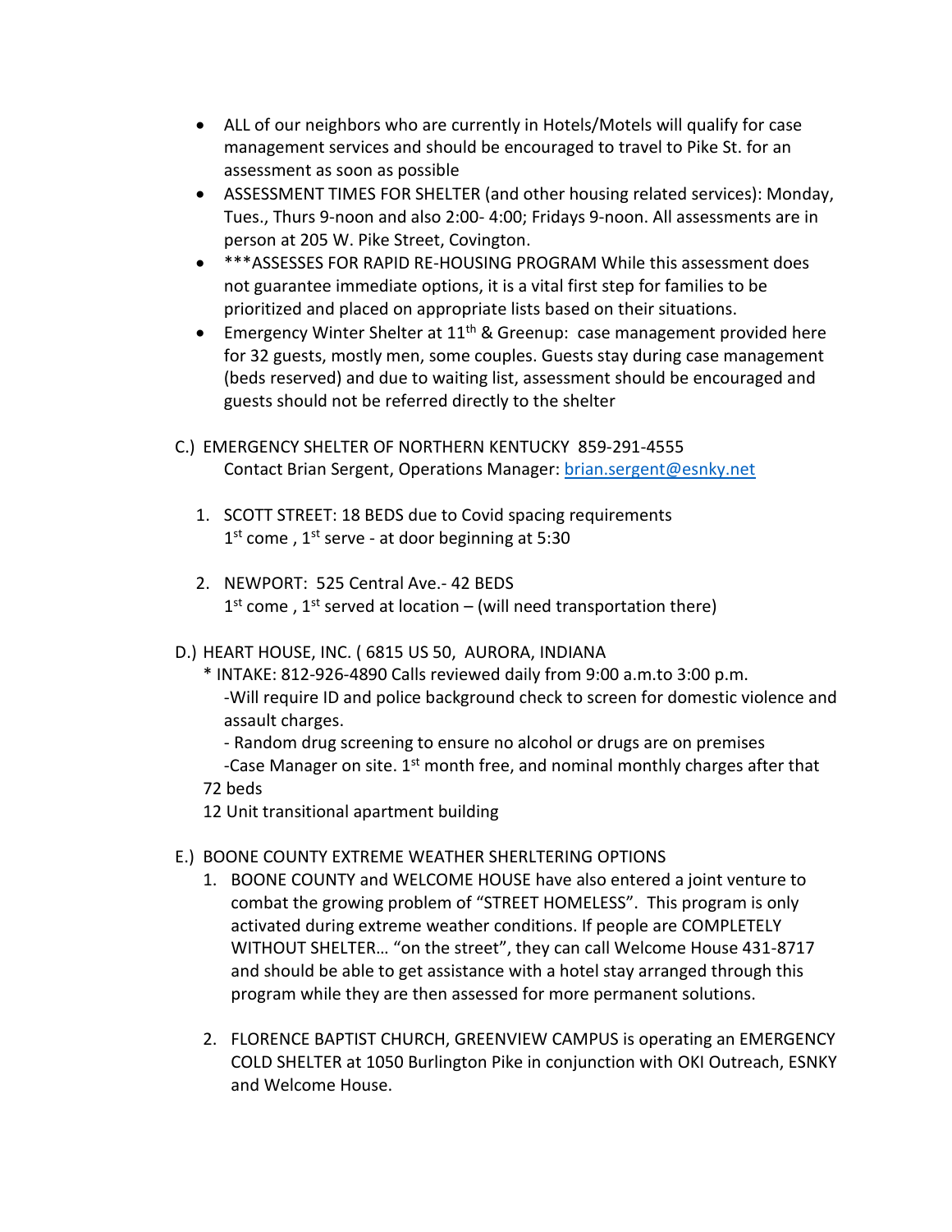- ALL of our neighbors who are currently in Hotels/Motels will qualify for case management services and should be encouraged to travel to Pike St. for an assessment as soon as possible
- ASSESSMENT TIMES FOR SHELTER (and other housing related services): Monday, Tues., Thurs 9-noon and also 2:00- 4:00; Fridays 9-noon. All assessments are in person at 205 W. Pike Street, Covington.
- ***ASSESSES FOR RAPID RE-HOUSING PROGRAM While this assessment does not guarantee immediate options, it is a vital first step for families to be prioritized and placed on appropriate lists based on their situations.
- Emergency Winter Shelter at 11th & Greenup: case management provided here for 32 guests, mostly men, some couples. Guests stay during case management (beds reserved) and due to waiting list, assessment should be encouraged and guests should not be referred directly to the shelter

C.) EMERGENCY SHELTER OF NORTHERN KENTUCKY 859-291-4555
Contact Brian Sergent, Operations Manager: [brian.sergent@esnky.net](mailto:brian.sergent@esnky.net)

1. SCOTT STREET: 18 BEDS due to Covid spacing requirements
   1st come , 1st serve - at door beginning at 5:30

2. NEWPORT: 525 Central Ave.- 42 BEDS
   1st come , 1st served at location – (will need transportation there)

D.) HEART HOUSE, INC. ( 6815 US 50, AURORA, INDIANA
\* INTAKE: 812-926-4890 Calls reviewed daily from 9:00 a.m.to 3:00 p.m.
-Will require ID and police background check to screen for domestic violence and assault charges.
- Random drug screening to ensure no alcohol or drugs are on premises
-Case Manager on site. 1st month free, and nominal monthly charges after that
72 beds
12 Unit transitional apartment building

E.) BOONE COUNTY EXTREME WEATHER SHERLTERING OPTIONS

1. BOONE COUNTY and WELCOME HOUSE have also entered a joint venture to combat the growing problem of "STREET HOMELESS". This program is only activated during extreme weather conditions. If people are COMPLETELY WITHOUT SHELTER… "on the street", they can call Welcome House 431-8717 and should be able to get assistance with a hotel stay arranged through this program while they are then assessed for more permanent solutions.

2. FLORENCE BAPTIST CHURCH, GREENVIEW CAMPUS is operating an EMERGENCY COLD SHELTER at 1050 Burlington Pike in conjunction with OKI Outreach, ESNKY and Welcome House.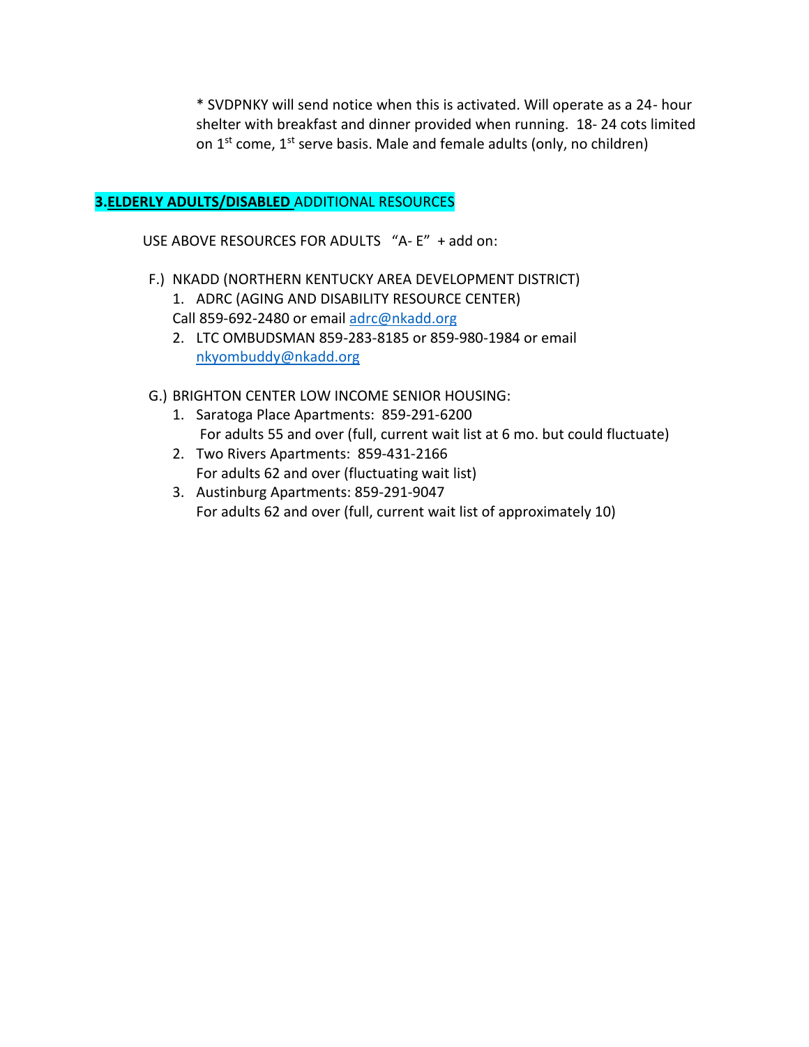* SVDPNKY will send notice when this is activated. Will operate as a 24- hour shelter with breakfast and dinner provided when running. 18- 24 cots limited on 1st come, 1st serve basis. Male and female adults (only, no children)

## 3.**ELDERLY ADULTS/DISABLED** ADDITIONAL RESOURCES

USE ABOVE RESOURCES FOR ADULTS "A- E" + add on:

F.) NKADD (NORTHERN KENTUCKY AREA DEVELOPMENT DISTRICT)

1. ADRC (AGING AND DISABILITY RESOURCE CENTER)
   Call 859-692-2480 or email adrc@nkadd.org
2. LTC OMBUDSMAN 859-283-8185 or 859-980-1984 or email nkyombuddy@nkadd.org

G.) BRIGHTON CENTER LOW INCOME SENIOR HOUSING:

1. Saratoga Place Apartments: 859-291-6200
   For adults 55 and over (full, current wait list at 6 mo. but could fluctuate)
2. Two Rivers Apartments: 859-431-2166
   For adults 62 and over (fluctuating wait list)
3. Austinburg Apartments: 859-291-9047
   For adults 62 and over (full, current wait list of approximately 10)